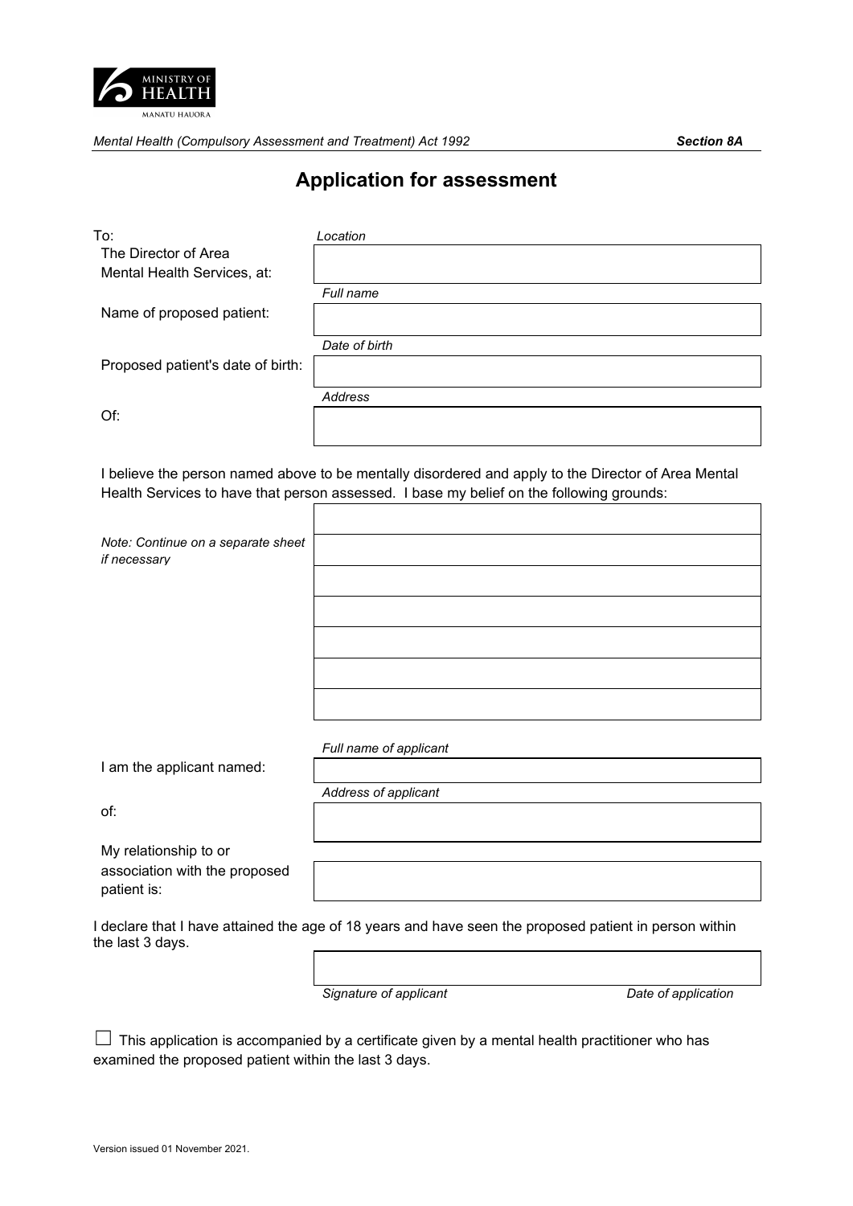MINISTRY OF HEALTH
MANATU HAUORA

*Mental Health (Compulsory Assessment and Treatment) Act 1992* **Section 8A**

# Application for assessment

To:

| | |
|---|---|
| The Director of Area Mental Health Services, at: | *Location* |
| Name of proposed patient: | *Full name* |
| Proposed patient's date of birth: | *Date of birth* |
| Of: | *Address* |

I believe the person named above to be mentally disordered and apply to the Director of Area Mental Health Services to have that person assessed. I base my belief on the following grounds:

*Note: Continue on a separate sheet if necessary*

| |
|---|
| |
| |
| |
| |
| |
| |
| |

| | |
|---|---|
| I am the applicant named: | *Full name of applicant* |
| of: | *Address of applicant* |
| My relationship to or association with the proposed patient is: | |

I declare that I have attained the age of 18 years and have seen the proposed patient in person within the last 3 days.

*Signature of applicant* *Date of application*

☐ This application is accompanied by a certificate given by a mental health practitioner who has examined the proposed patient within the last 3 days.

Version issued 01 November 2021.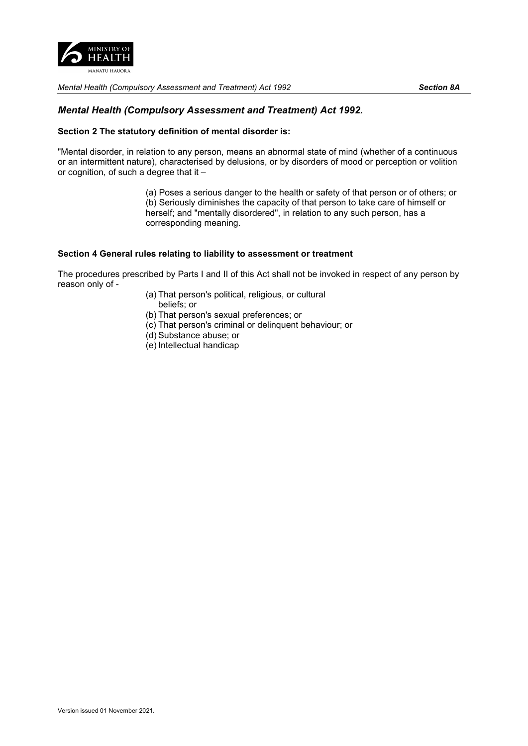## *Mental Health (Compulsory Assessment and Treatment) Act 1992.*

### Section 2 The statutory definition of mental disorder is:

"Mental disorder, in relation to any person, means an abnormal state of mind (whether of a continuous or an intermittent nature), characterised by delusions, or by disorders of mood or perception or volition or cognition, of such a degree that it –

(a) Poses a serious danger to the health or safety of that person or of others; or
(b) Seriously diminishes the capacity of that person to take care of himself or herself; and "mentally disordered", in relation to any such person, has a corresponding meaning.

### Section 4 General rules relating to liability to assessment or treatment

The procedures prescribed by Parts I and II of this Act shall not be invoked in respect of any person by reason only of -

(a) That person's political, religious, or cultural beliefs; or
(b) That person's sexual preferences; or
(c) That person's criminal or delinquent behaviour; or
(d) Substance abuse; or
(e) Intellectual handicap